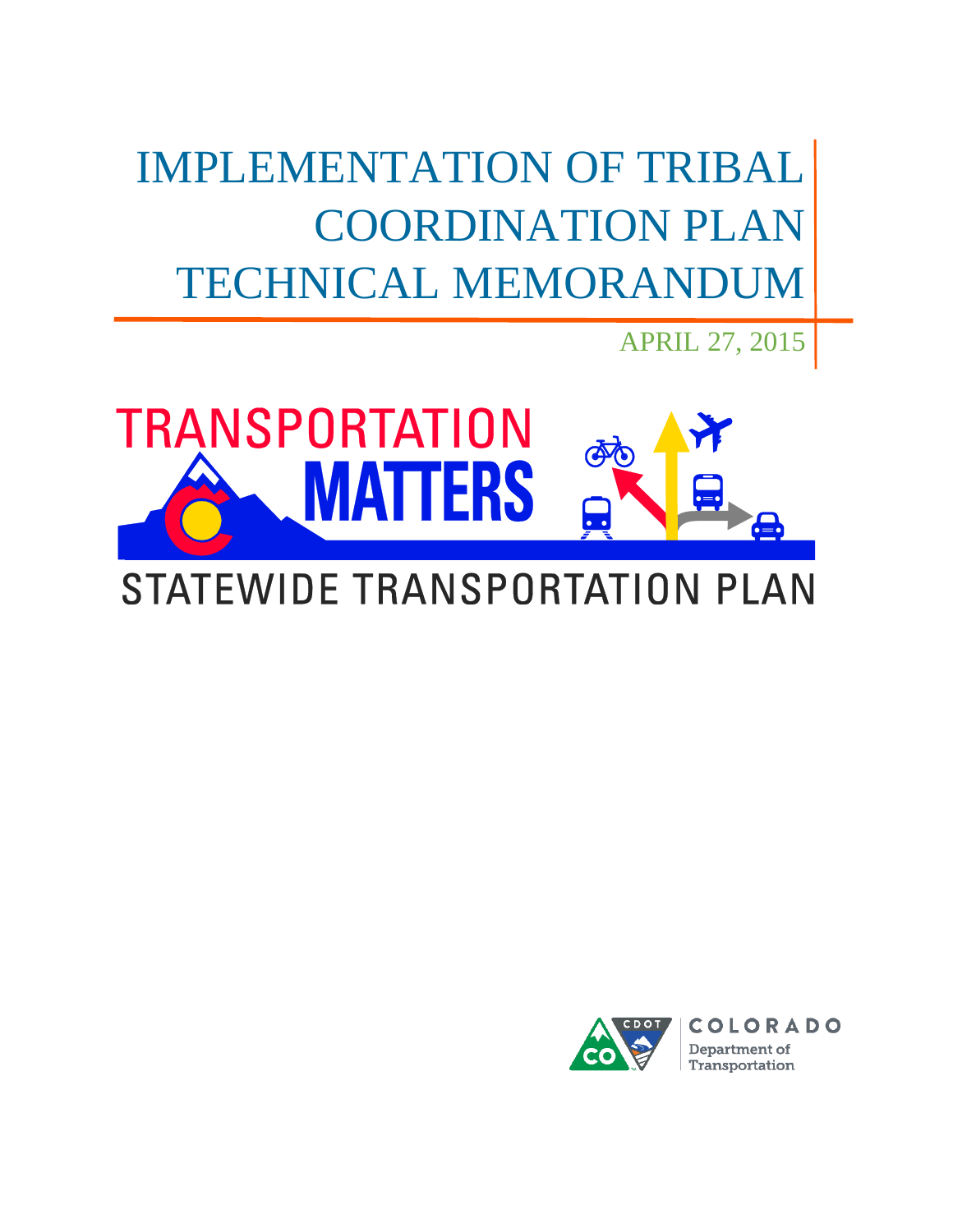# IMPLEMENTATION OF TRIBAL COORDINATION PLAN TECHNICAL MEMORANDUM

APRIL 27, 2015

TRANSPORTATION MATTERS

STATEWIDE TRANSPORTATION PLAN

COLORADO Department of Transportation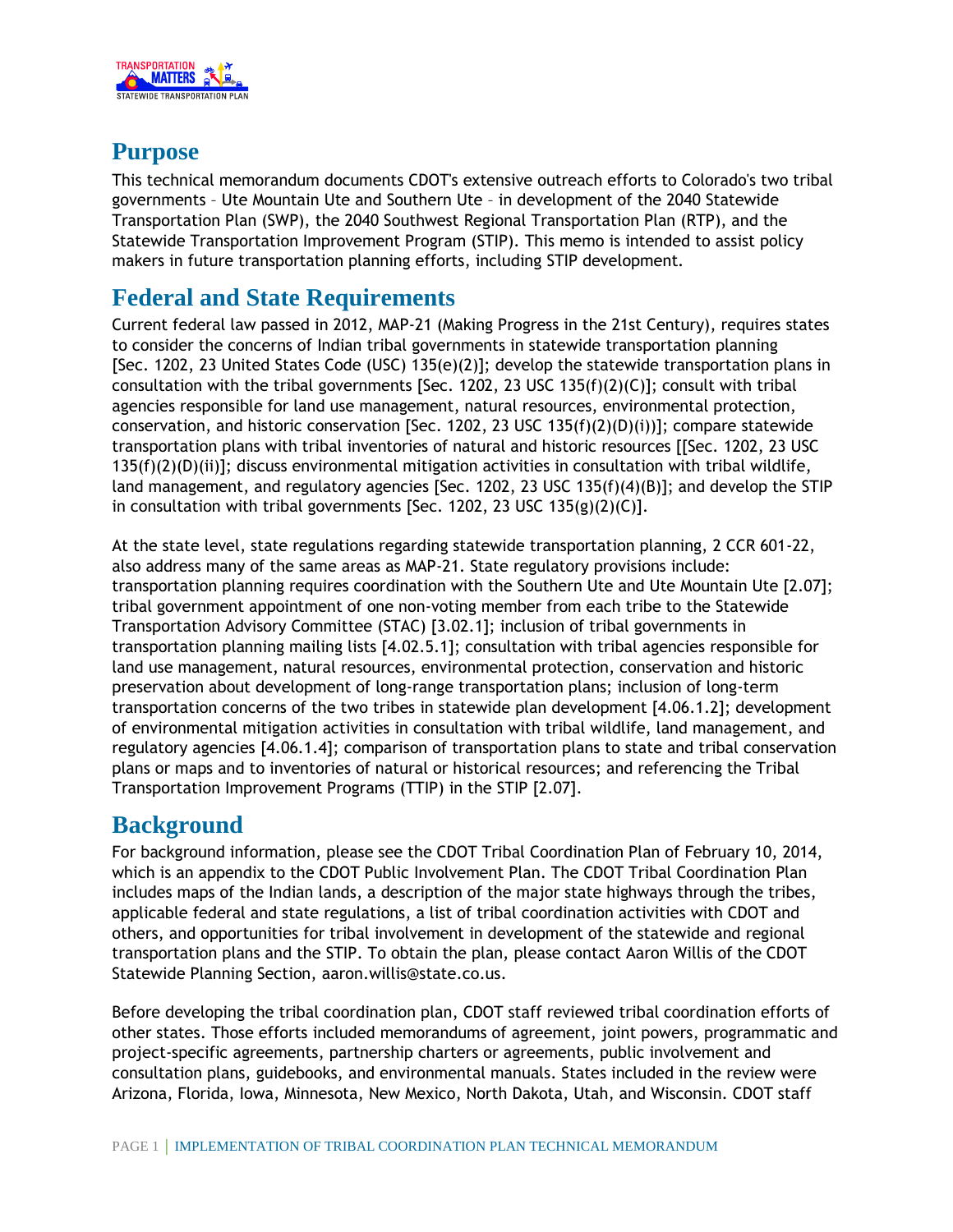## Purpose

This technical memorandum documents CDOT's extensive outreach efforts to Colorado's two tribal governments – Ute Mountain Ute and Southern Ute – in development of the 2040 Statewide Transportation Plan (SWP), the 2040 Southwest Regional Transportation Plan (RTP), and the Statewide Transportation Improvement Program (STIP). This memo is intended to assist policy makers in future transportation planning efforts, including STIP development.

## Federal and State Requirements

Current federal law passed in 2012, MAP-21 (Making Progress in the 21st Century), requires states to consider the concerns of Indian tribal governments in statewide transportation planning [Sec. 1202, 23 United States Code (USC) 135(e)(2)]; develop the statewide transportation plans in consultation with the tribal governments [Sec. 1202, 23 USC 135(f)(2)(C)]; consult with tribal agencies responsible for land use management, natural resources, environmental protection, conservation, and historic conservation [Sec. 1202, 23 USC 135(f)(2)(D)(i))]; compare statewide transportation plans with tribal inventories of natural and historic resources [[Sec. 1202, 23 USC 135(f)(2)(D)(ii)]; discuss environmental mitigation activities in consultation with tribal wildlife, land management, and regulatory agencies [Sec. 1202, 23 USC 135(f)(4)(B)]; and develop the STIP in consultation with tribal governments [Sec. 1202, 23 USC 135(g)(2)(C)].

At the state level, state regulations regarding statewide transportation planning, 2 CCR 601-22, also address many of the same areas as MAP-21. State regulatory provisions include: transportation planning requires coordination with the Southern Ute and Ute Mountain Ute [2.07]; tribal government appointment of one non-voting member from each tribe to the Statewide Transportation Advisory Committee (STAC) [3.02.1]; inclusion of tribal governments in transportation planning mailing lists [4.02.5.1]; consultation with tribal agencies responsible for land use management, natural resources, environmental protection, conservation and historic preservation about development of long-range transportation plans; inclusion of long-term transportation concerns of the two tribes in statewide plan development [4.06.1.2]; development of environmental mitigation activities in consultation with tribal wildlife, land management, and regulatory agencies [4.06.1.4]; comparison of transportation plans to state and tribal conservation plans or maps and to inventories of natural or historical resources; and referencing the Tribal Transportation Improvement Programs (TTIP) in the STIP [2.07].

## Background

For background information, please see the CDOT Tribal Coordination Plan of February 10, 2014, which is an appendix to the CDOT Public Involvement Plan. The CDOT Tribal Coordination Plan includes maps of the Indian lands, a description of the major state highways through the tribes, applicable federal and state regulations, a list of tribal coordination activities with CDOT and others, and opportunities for tribal involvement in development of the statewide and regional transportation plans and the STIP. To obtain the plan, please contact Aaron Willis of the CDOT Statewide Planning Section, aaron.willis@state.co.us.

Before developing the tribal coordination plan, CDOT staff reviewed tribal coordination efforts of other states. Those efforts included memorandums of agreement, joint powers, programmatic and project-specific agreements, partnership charters or agreements, public involvement and consultation plans, guidebooks, and environmental manuals. States included in the review were Arizona, Florida, Iowa, Minnesota, New Mexico, North Dakota, Utah, and Wisconsin. CDOT staff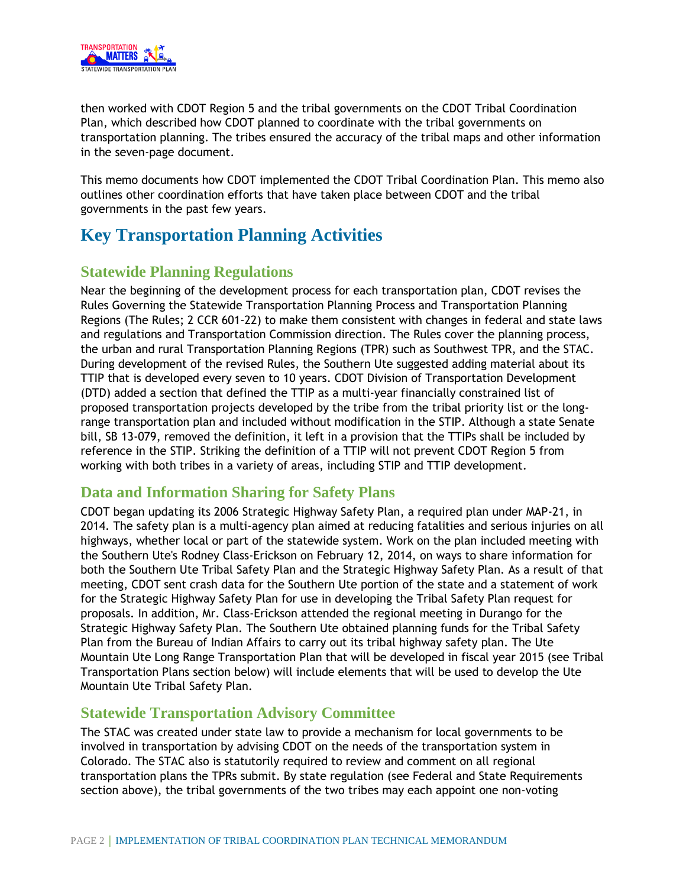then worked with CDOT Region 5 and the tribal governments on the CDOT Tribal Coordination Plan, which described how CDOT planned to coordinate with the tribal governments on transportation planning. The tribes ensured the accuracy of the tribal maps and other information in the seven-page document.

This memo documents how CDOT implemented the CDOT Tribal Coordination Plan. This memo also outlines other coordination efforts that have taken place between CDOT and the tribal governments in the past few years.

# Key Transportation Planning Activities

## Statewide Planning Regulations

Near the beginning of the development process for each transportation plan, CDOT revises the Rules Governing the Statewide Transportation Planning Process and Transportation Planning Regions (The Rules; 2 CCR 601-22) to make them consistent with changes in federal and state laws and regulations and Transportation Commission direction. The Rules cover the planning process, the urban and rural Transportation Planning Regions (TPR) such as Southwest TPR, and the STAC. During development of the revised Rules, the Southern Ute suggested adding material about its TTIP that is developed every seven to 10 years. CDOT Division of Transportation Development (DTD) added a section that defined the TTIP as a multi-year financially constrained list of proposed transportation projects developed by the tribe from the tribal priority list or the long-range transportation plan and included without modification in the STIP. Although a state Senate bill, SB 13-079, removed the definition, it left in a provision that the TTIPs shall be included by reference in the STIP. Striking the definition of a TTIP will not prevent CDOT Region 5 from working with both tribes in a variety of areas, including STIP and TTIP development.

## Data and Information Sharing for Safety Plans

CDOT began updating its 2006 Strategic Highway Safety Plan, a required plan under MAP-21, in 2014. The safety plan is a multi-agency plan aimed at reducing fatalities and serious injuries on all highways, whether local or part of the statewide system. Work on the plan included meeting with the Southern Ute's Rodney Class-Erickson on February 12, 2014, on ways to share information for both the Southern Ute Tribal Safety Plan and the Strategic Highway Safety Plan. As a result of that meeting, CDOT sent crash data for the Southern Ute portion of the state and a statement of work for the Strategic Highway Safety Plan for use in developing the Tribal Safety Plan request for proposals. In addition, Mr. Class-Erickson attended the regional meeting in Durango for the Strategic Highway Safety Plan. The Southern Ute obtained planning funds for the Tribal Safety Plan from the Bureau of Indian Affairs to carry out its tribal highway safety plan. The Ute Mountain Ute Long Range Transportation Plan that will be developed in fiscal year 2015 (see Tribal Transportation Plans section below) will include elements that will be used to develop the Ute Mountain Ute Tribal Safety Plan.

## Statewide Transportation Advisory Committee

The STAC was created under state law to provide a mechanism for local governments to be involved in transportation by advising CDOT on the needs of the transportation system in Colorado. The STAC also is statutorily required to review and comment on all regional transportation plans the TPRs submit. By state regulation (see Federal and State Requirements section above), the tribal governments of the two tribes may each appoint one non-voting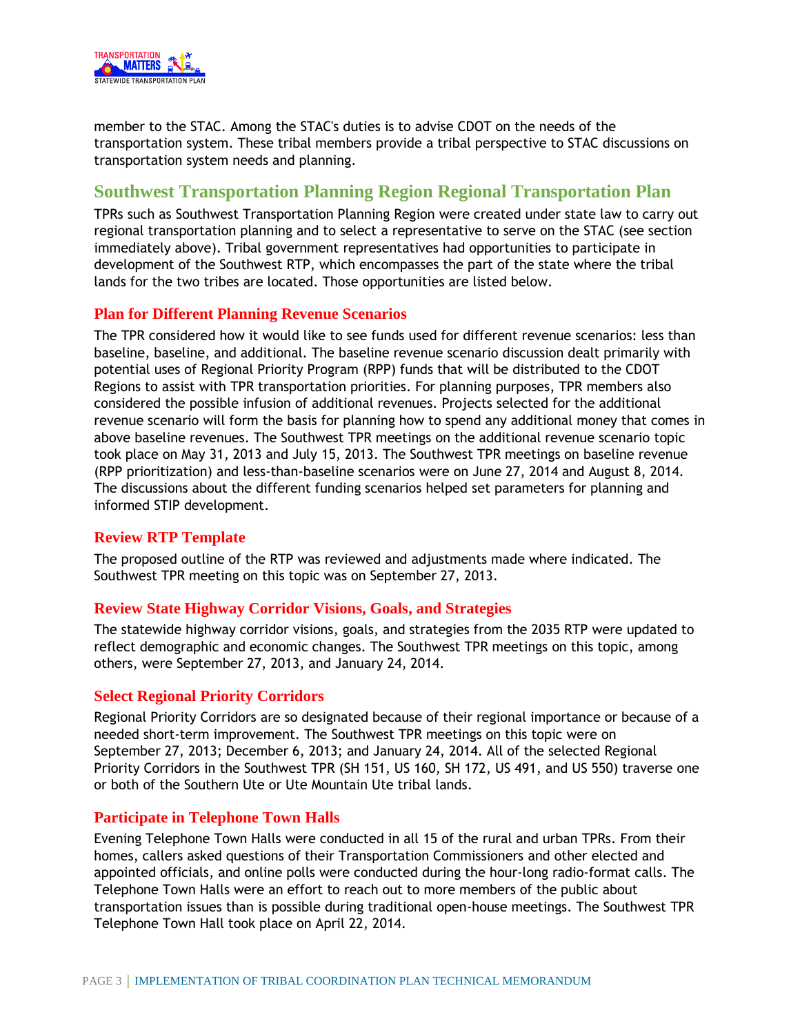member to the STAC. Among the STAC's duties is to advise CDOT on the needs of the transportation system. These tribal members provide a tribal perspective to STAC discussions on transportation system needs and planning.

## Southwest Transportation Planning Region Regional Transportation Plan

TPRs such as Southwest Transportation Planning Region were created under state law to carry out regional transportation planning and to select a representative to serve on the STAC (see section immediately above). Tribal government representatives had opportunities to participate in development of the Southwest RTP, which encompasses the part of the state where the tribal lands for the two tribes are located. Those opportunities are listed below.

### Plan for Different Planning Revenue Scenarios

The TPR considered how it would like to see funds used for different revenue scenarios: less than baseline, baseline, and additional. The baseline revenue scenario discussion dealt primarily with potential uses of Regional Priority Program (RPP) funds that will be distributed to the CDOT Regions to assist with TPR transportation priorities. For planning purposes, TPR members also considered the possible infusion of additional revenues. Projects selected for the additional revenue scenario will form the basis for planning how to spend any additional money that comes in above baseline revenues. The Southwest TPR meetings on the additional revenue scenario topic took place on May 31, 2013 and July 15, 2013. The Southwest TPR meetings on baseline revenue (RPP prioritization) and less-than-baseline scenarios were on June 27, 2014 and August 8, 2014. The discussions about the different funding scenarios helped set parameters for planning and informed STIP development.

### Review RTP Template

The proposed outline of the RTP was reviewed and adjustments made where indicated. The Southwest TPR meeting on this topic was on September 27, 2013.

### Review State Highway Corridor Visions, Goals, and Strategies

The statewide highway corridor visions, goals, and strategies from the 2035 RTP were updated to reflect demographic and economic changes. The Southwest TPR meetings on this topic, among others, were September 27, 2013, and January 24, 2014.

### Select Regional Priority Corridors

Regional Priority Corridors are so designated because of their regional importance or because of a needed short-term improvement. The Southwest TPR meetings on this topic were on September 27, 2013; December 6, 2013; and January 24, 2014. All of the selected Regional Priority Corridors in the Southwest TPR (SH 151, US 160, SH 172, US 491, and US 550) traverse one or both of the Southern Ute or Ute Mountain Ute tribal lands.

### Participate in Telephone Town Halls

Evening Telephone Town Halls were conducted in all 15 of the rural and urban TPRs. From their homes, callers asked questions of their Transportation Commissioners and other elected and appointed officials, and online polls were conducted during the hour-long radio-format calls. The Telephone Town Halls were an effort to reach out to more members of the public about transportation issues than is possible during traditional open-house meetings. The Southwest TPR Telephone Town Hall took place on April 22, 2014.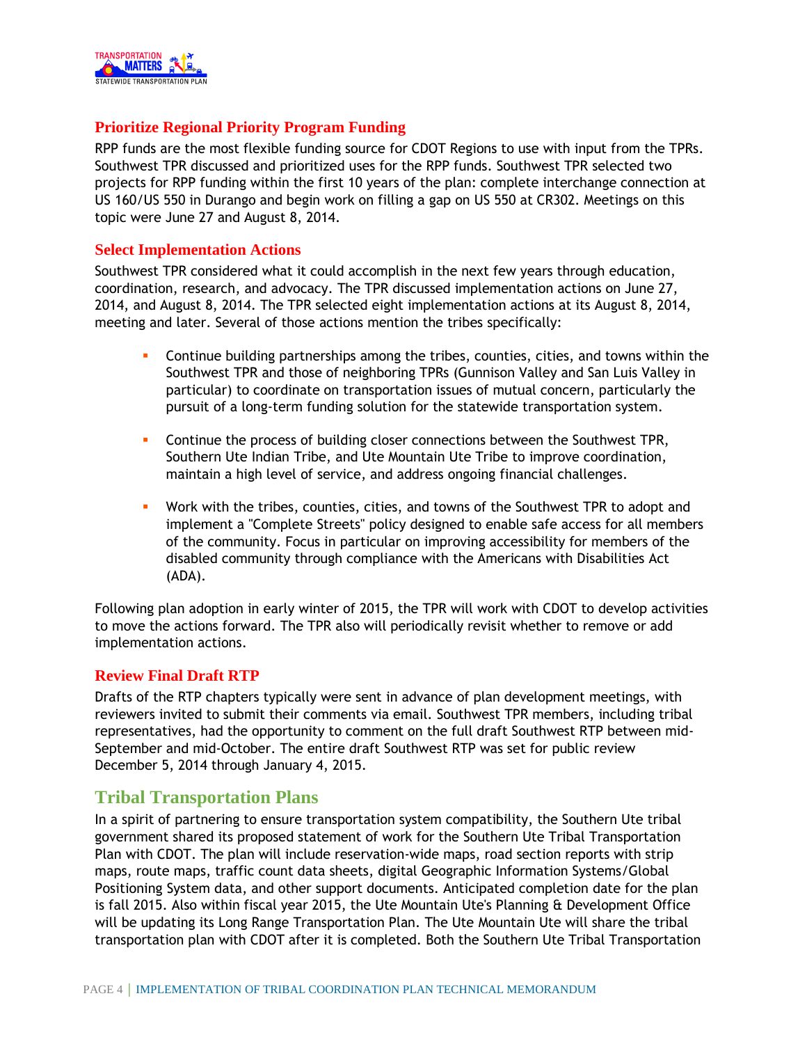### Prioritize Regional Priority Program Funding

RPP funds are the most flexible funding source for CDOT Regions to use with input from the TPRs. Southwest TPR discussed and prioritized uses for the RPP funds. Southwest TPR selected two projects for RPP funding within the first 10 years of the plan: complete interchange connection at US 160/US 550 in Durango and begin work on filling a gap on US 550 at CR302. Meetings on this topic were June 27 and August 8, 2014.

### Select Implementation Actions

Southwest TPR considered what it could accomplish in the next few years through education, coordination, research, and advocacy. The TPR discussed implementation actions on June 27, 2014, and August 8, 2014. The TPR selected eight implementation actions at its August 8, 2014, meeting and later. Several of those actions mention the tribes specifically:

- Continue building partnerships among the tribes, counties, cities, and towns within the Southwest TPR and those of neighboring TPRs (Gunnison Valley and San Luis Valley in particular) to coordinate on transportation issues of mutual concern, particularly the pursuit of a long-term funding solution for the statewide transportation system.
- Continue the process of building closer connections between the Southwest TPR, Southern Ute Indian Tribe, and Ute Mountain Ute Tribe to improve coordination, maintain a high level of service, and address ongoing financial challenges.
- Work with the tribes, counties, cities, and towns of the Southwest TPR to adopt and implement a "Complete Streets" policy designed to enable safe access for all members of the community. Focus in particular on improving accessibility for members of the disabled community through compliance with the Americans with Disabilities Act (ADA).

Following plan adoption in early winter of 2015, the TPR will work with CDOT to develop activities to move the actions forward. The TPR also will periodically revisit whether to remove or add implementation actions.

### Review Final Draft RTP

Drafts of the RTP chapters typically were sent in advance of plan development meetings, with reviewers invited to submit their comments via email. Southwest TPR members, including tribal representatives, had the opportunity to comment on the full draft Southwest RTP between mid-September and mid-October. The entire draft Southwest RTP was set for public review December 5, 2014 through January 4, 2015.

## Tribal Transportation Plans

In a spirit of partnering to ensure transportation system compatibility, the Southern Ute tribal government shared its proposed statement of work for the Southern Ute Tribal Transportation Plan with CDOT. The plan will include reservation-wide maps, road section reports with strip maps, route maps, traffic count data sheets, digital Geographic Information Systems/Global Positioning System data, and other support documents. Anticipated completion date for the plan is fall 2015. Also within fiscal year 2015, the Ute Mountain Ute's Planning & Development Office will be updating its Long Range Transportation Plan. The Ute Mountain Ute will share the tribal transportation plan with CDOT after it is completed. Both the Southern Ute Tribal Transportation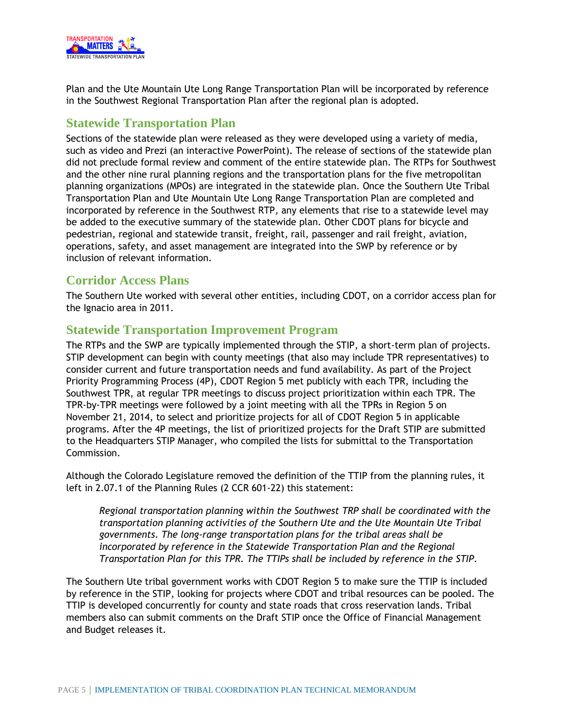Plan and the Ute Mountain Ute Long Range Transportation Plan will be incorporated by reference in the Southwest Regional Transportation Plan after the regional plan is adopted.

## Statewide Transportation Plan

Sections of the statewide plan were released as they were developed using a variety of media, such as video and Prezi (an interactive PowerPoint). The release of sections of the statewide plan did not preclude formal review and comment of the entire statewide plan. The RTPs for Southwest and the other nine rural planning regions and the transportation plans for the five metropolitan planning organizations (MPOs) are integrated in the statewide plan. Once the Southern Ute Tribal Transportation Plan and Ute Mountain Ute Long Range Transportation Plan are completed and incorporated by reference in the Southwest RTP, any elements that rise to a statewide level may be added to the executive summary of the statewide plan. Other CDOT plans for bicycle and pedestrian, regional and statewide transit, freight, rail, passenger and rail freight, aviation, operations, safety, and asset management are integrated into the SWP by reference or by inclusion of relevant information.

## Corridor Access Plans

The Southern Ute worked with several other entities, including CDOT, on a corridor access plan for the Ignacio area in 2011.

## Statewide Transportation Improvement Program

The RTPs and the SWP are typically implemented through the STIP, a short-term plan of projects. STIP development can begin with county meetings (that also may include TPR representatives) to consider current and future transportation needs and fund availability. As part of the Project Priority Programming Process (4P), CDOT Region 5 met publicly with each TPR, including the Southwest TPR, at regular TPR meetings to discuss project prioritization within each TPR. The TPR-by-TPR meetings were followed by a joint meeting with all the TPRs in Region 5 on November 21, 2014, to select and prioritize projects for all of CDOT Region 5 in applicable programs. After the 4P meetings, the list of prioritized projects for the Draft STIP are submitted to the Headquarters STIP Manager, who compiled the lists for submittal to the Transportation Commission.

Although the Colorado Legislature removed the definition of the TTIP from the planning rules, it left in 2.07.1 of the Planning Rules (2 CCR 601-22) this statement:

> *Regional transportation planning within the Southwest TRP shall be coordinated with the transportation planning activities of the Southern Ute and the Ute Mountain Ute Tribal governments. The long-range transportation plans for the tribal areas shall be incorporated by reference in the Statewide Transportation Plan and the Regional Transportation Plan for this TPR. The TTIPs shall be included by reference in the STIP.*

The Southern Ute tribal government works with CDOT Region 5 to make sure the TTIP is included by reference in the STIP, looking for projects where CDOT and tribal resources can be pooled. The TTIP is developed concurrently for county and state roads that cross reservation lands. Tribal members also can submit comments on the Draft STIP once the Office of Financial Management and Budget releases it.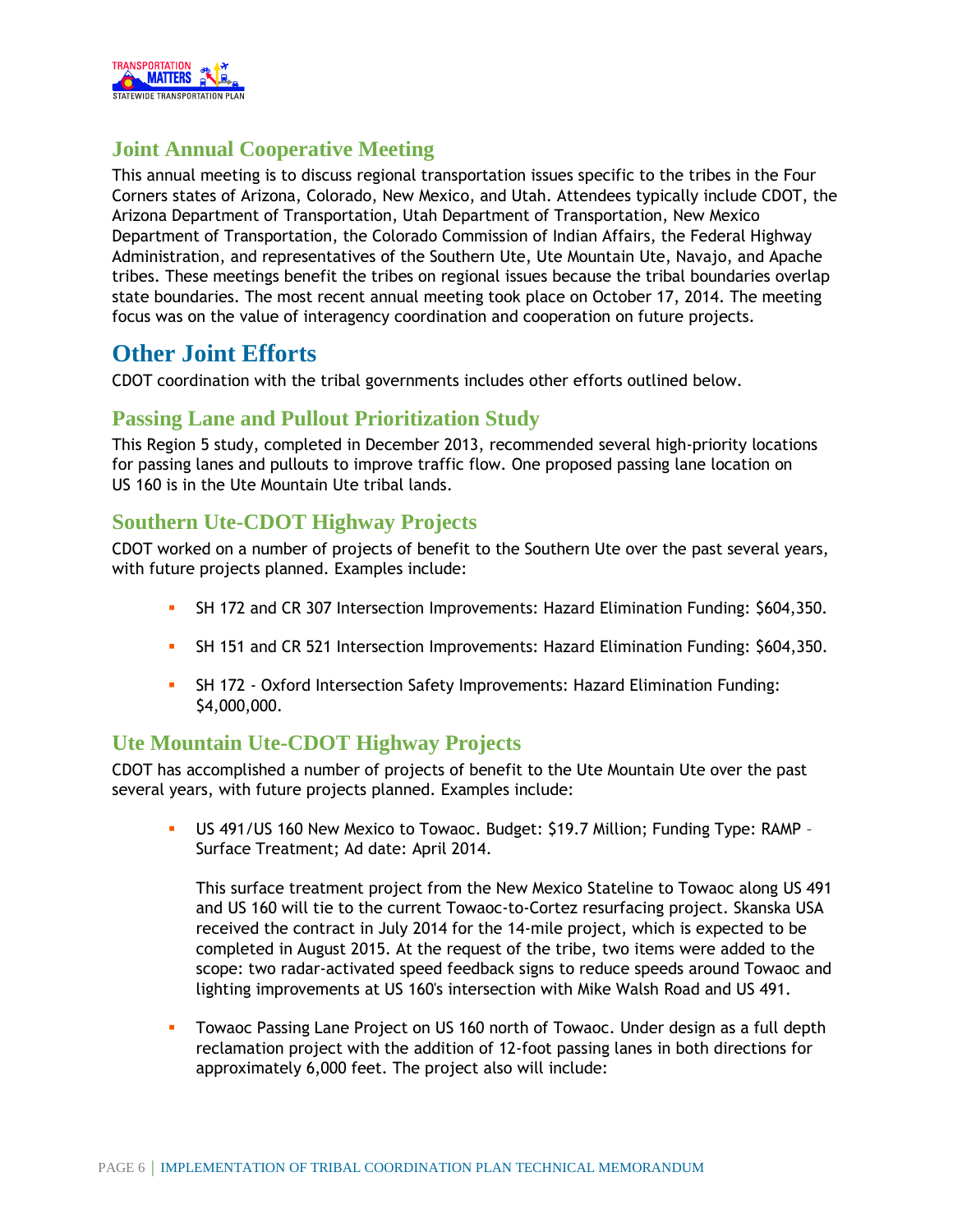### Joint Annual Cooperative Meeting

This annual meeting is to discuss regional transportation issues specific to the tribes in the Four Corners states of Arizona, Colorado, New Mexico, and Utah. Attendees typically include CDOT, the Arizona Department of Transportation, Utah Department of Transportation, New Mexico Department of Transportation, the Colorado Commission of Indian Affairs, the Federal Highway Administration, and representatives of the Southern Ute, Ute Mountain Ute, Navajo, and Apache tribes. These meetings benefit the tribes on regional issues because the tribal boundaries overlap state boundaries. The most recent annual meeting took place on October 17, 2014. The meeting focus was on the value of interagency coordination and cooperation on future projects.

## Other Joint Efforts

CDOT coordination with the tribal governments includes other efforts outlined below.

### Passing Lane and Pullout Prioritization Study

This Region 5 study, completed in December 2013, recommended several high-priority locations for passing lanes and pullouts to improve traffic flow. One proposed passing lane location on US 160 is in the Ute Mountain Ute tribal lands.

### Southern Ute-CDOT Highway Projects

CDOT worked on a number of projects of benefit to the Southern Ute over the past several years, with future projects planned. Examples include:

- SH 172 and CR 307 Intersection Improvements: Hazard Elimination Funding: $604,350.
- SH 151 and CR 521 Intersection Improvements: Hazard Elimination Funding: $604,350.
- SH 172 - Oxford Intersection Safety Improvements: Hazard Elimination Funding: $4,000,000.

### Ute Mountain Ute-CDOT Highway Projects

CDOT has accomplished a number of projects of benefit to the Ute Mountain Ute over the past several years, with future projects planned. Examples include:

- US 491/US 160 New Mexico to Towaoc. Budget: $19.7 Million; Funding Type: RAMP – Surface Treatment; Ad date: April 2014.

  This surface treatment project from the New Mexico Stateline to Towaoc along US 491 and US 160 will tie to the current Towaoc-to-Cortez resurfacing project. Skanska USA received the contract in July 2014 for the 14-mile project, which is expected to be completed in August 2015. At the request of the tribe, two items were added to the scope: two radar-activated speed feedback signs to reduce speeds around Towaoc and lighting improvements at US 160's intersection with Mike Walsh Road and US 491.

- Towaoc Passing Lane Project on US 160 north of Towaoc. Under design as a full depth reclamation project with the addition of 12-foot passing lanes in both directions for approximately 6,000 feet. The project also will include: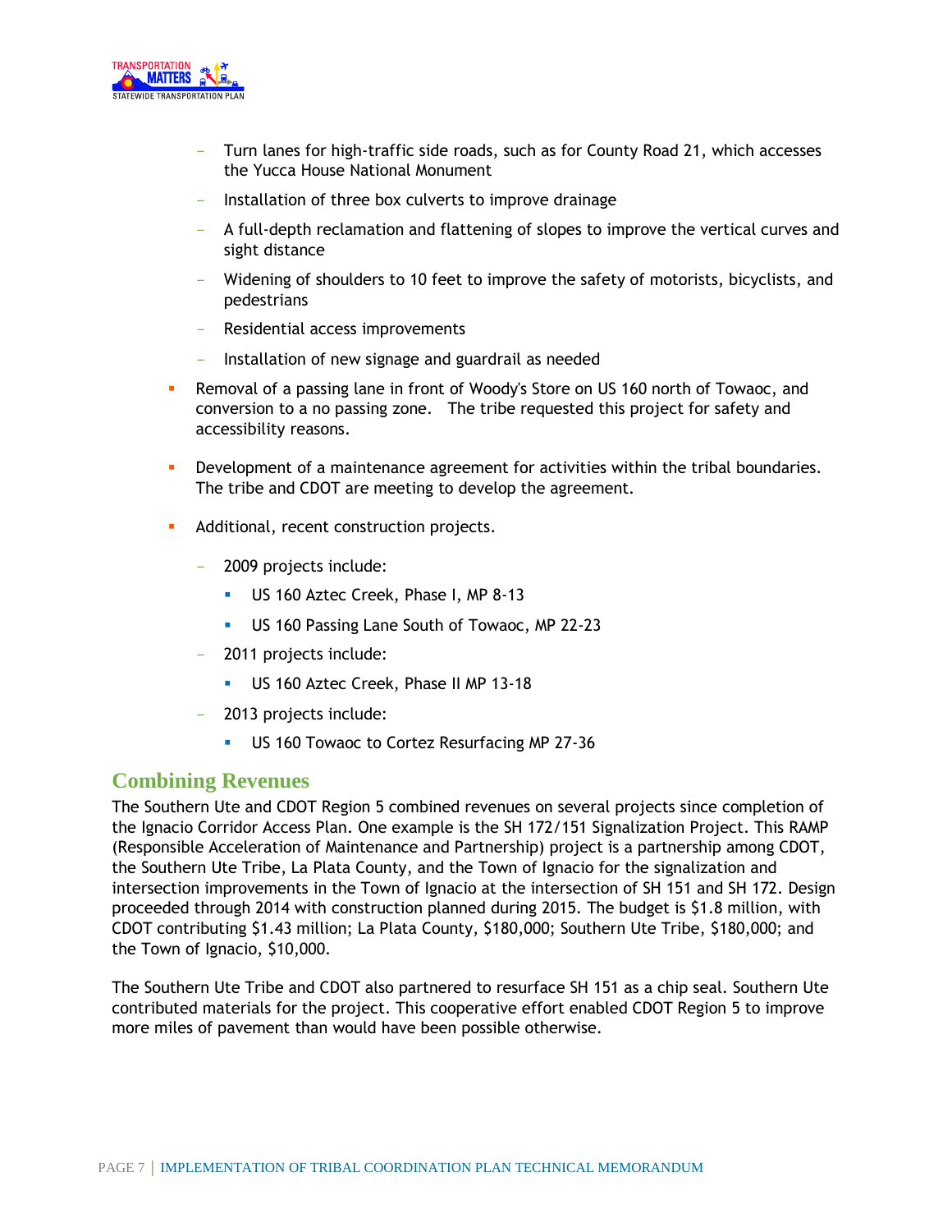- Turn lanes for high-traffic side roads, such as for County Road 21, which accesses the Yucca House National Monument
  - Installation of three box culverts to improve drainage
  - A full-depth reclamation and flattening of slopes to improve the vertical curves and sight distance
  - Widening of shoulders to 10 feet to improve the safety of motorists, bicyclists, and pedestrians
  - Residential access improvements
  - Installation of new signage and guardrail as needed

- Removal of a passing lane in front of Woody's Store on US 160 north of Towaoc, and conversion to a no passing zone. The tribe requested this project for safety and accessibility reasons.

- Development of a maintenance agreement for activities within the tribal boundaries. The tribe and CDOT are meeting to develop the agreement.

- Additional, recent construction projects.

  - 2009 projects include:
    - US 160 Aztec Creek, Phase I, MP 8-13
    - US 160 Passing Lane South of Towaoc, MP 22-23
  - 2011 projects include:
    - US 160 Aztec Creek, Phase II MP 13-18
  - 2013 projects include:
    - US 160 Towaoc to Cortez Resurfacing MP 27-36

## Combining Revenues

The Southern Ute and CDOT Region 5 combined revenues on several projects since completion of the Ignacio Corridor Access Plan. One example is the SH 172/151 Signalization Project. This RAMP (Responsible Acceleration of Maintenance and Partnership) project is a partnership among CDOT, the Southern Ute Tribe, La Plata County, and the Town of Ignacio for the signalization and intersection improvements in the Town of Ignacio at the intersection of SH 151 and SH 172. Design proceeded through 2014 with construction planned during 2015. The budget is $1.8 million, with CDOT contributing $1.43 million; La Plata County, $180,000; Southern Ute Tribe, $180,000; and the Town of Ignacio, $10,000.

The Southern Ute Tribe and CDOT also partnered to resurface SH 151 as a chip seal. Southern Ute contributed materials for the project. This cooperative effort enabled CDOT Region 5 to improve more miles of pavement than would have been possible otherwise.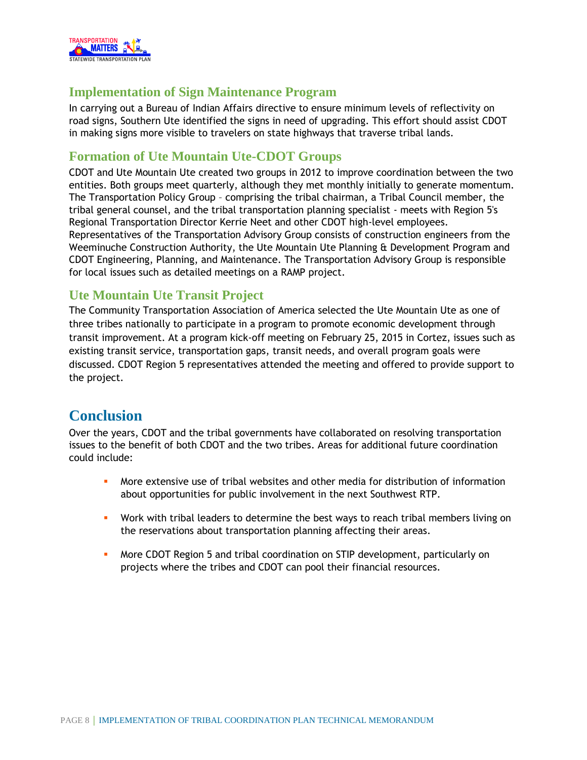### Implementation of Sign Maintenance Program

In carrying out a Bureau of Indian Affairs directive to ensure minimum levels of reflectivity on road signs, Southern Ute identified the signs in need of upgrading. This effort should assist CDOT in making signs more visible to travelers on state highways that traverse tribal lands.

### Formation of Ute Mountain Ute-CDOT Groups

CDOT and Ute Mountain Ute created two groups in 2012 to improve coordination between the two entities. Both groups meet quarterly, although they met monthly initially to generate momentum. The Transportation Policy Group – comprising the tribal chairman, a Tribal Council member, the tribal general counsel, and the tribal transportation planning specialist - meets with Region 5's Regional Transportation Director Kerrie Neet and other CDOT high-level employees. Representatives of the Transportation Advisory Group consists of construction engineers from the Weeminuche Construction Authority, the Ute Mountain Ute Planning & Development Program and CDOT Engineering, Planning, and Maintenance. The Transportation Advisory Group is responsible for local issues such as detailed meetings on a RAMP project.

### Ute Mountain Ute Transit Project

The Community Transportation Association of America selected the Ute Mountain Ute as one of three tribes nationally to participate in a program to promote economic development through transit improvement. At a program kick-off meeting on February 25, 2015 in Cortez, issues such as existing transit service, transportation gaps, transit needs, and overall program goals were discussed. CDOT Region 5 representatives attended the meeting and offered to provide support to the project.

## Conclusion

Over the years, CDOT and the tribal governments have collaborated on resolving transportation issues to the benefit of both CDOT and the two tribes. Areas for additional future coordination could include:

- More extensive use of tribal websites and other media for distribution of information about opportunities for public involvement in the next Southwest RTP.
- Work with tribal leaders to determine the best ways to reach tribal members living on the reservations about transportation planning affecting their areas.
- More CDOT Region 5 and tribal coordination on STIP development, particularly on projects where the tribes and CDOT can pool their financial resources.